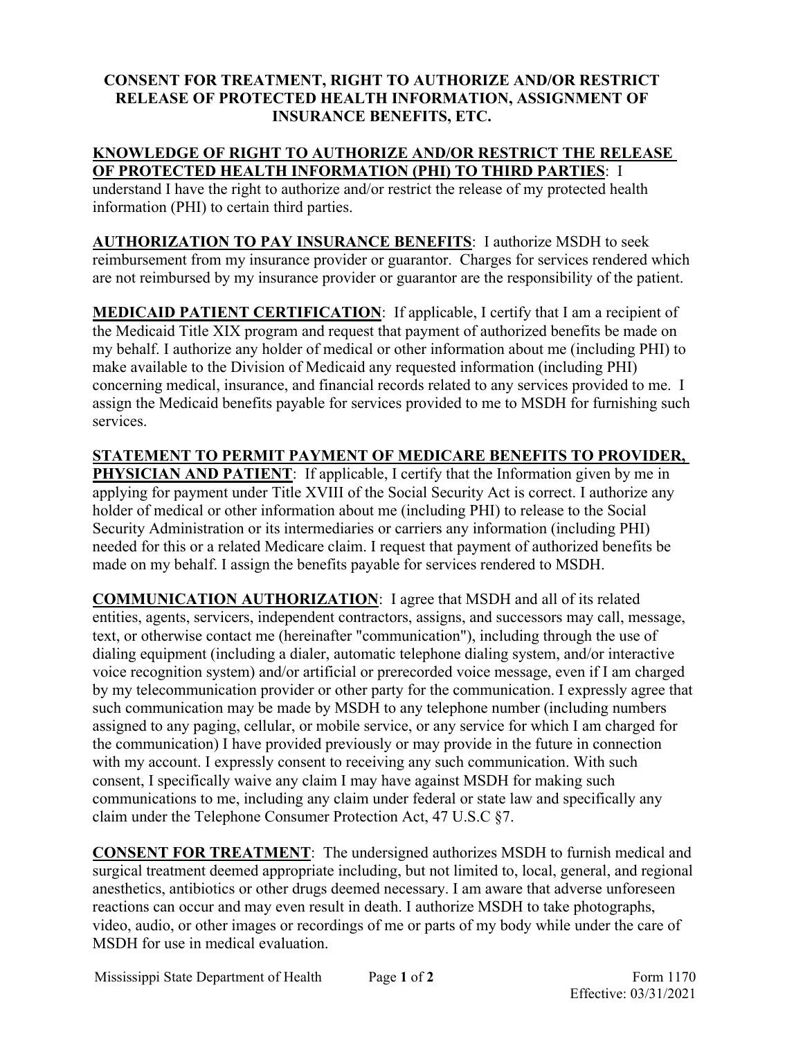# CONSENT FOR TREATMENT, RIGHT TO AUTHORIZE AND/OR RESTRICT RELEASE OF PROTECTED HEALTH INFORMATION, ASSIGNMENT OF INSURANCE BENEFITS, ETC.

**KNOWLEDGE OF RIGHT TO AUTHORIZE AND/OR RESTRICT THE RELEASE OF PROTECTED HEALTH INFORMATION (PHI) TO THIRD PARTIES**: I understand I have the right to authorize and/or restrict the release of my protected health information (PHI) to certain third parties.

**AUTHORIZATION TO PAY INSURANCE BENEFITS**: I authorize MSDH to seek reimbursement from my insurance provider or guarantor. Charges for services rendered which are not reimbursed by my insurance provider or guarantor are the responsibility of the patient.

**MEDICAID PATIENT CERTIFICATION**: If applicable, I certify that I am a recipient of the Medicaid Title XIX program and request that payment of authorized benefits be made on my behalf. I authorize any holder of medical or other information about me (including PHI) to make available to the Division of Medicaid any requested information (including PHI) concerning medical, insurance, and financial records related to any services provided to me. I assign the Medicaid benefits payable for services provided to me to MSDH for furnishing such services.

**STATEMENT TO PERMIT PAYMENT OF MEDICARE BENEFITS TO PROVIDER, PHYSICIAN AND PATIENT**: If applicable, I certify that the Information given by me in applying for payment under Title XVIII of the Social Security Act is correct. I authorize any holder of medical or other information about me (including PHI) to release to the Social Security Administration or its intermediaries or carriers any information (including PHI) needed for this or a related Medicare claim. I request that payment of authorized benefits be made on my behalf. I assign the benefits payable for services rendered to MSDH.

**COMMUNICATION AUTHORIZATION**: I agree that MSDH and all of its related entities, agents, servicers, independent contractors, assigns, and successors may call, message, text, or otherwise contact me (hereinafter "communication"), including through the use of dialing equipment (including a dialer, automatic telephone dialing system, and/or interactive voice recognition system) and/or artificial or prerecorded voice message, even if I am charged by my telecommunication provider or other party for the communication. I expressly agree that such communication may be made by MSDH to any telephone number (including numbers assigned to any paging, cellular, or mobile service, or any service for which I am charged for the communication) I have provided previously or may provide in the future in connection with my account. I expressly consent to receiving any such communication. With such consent, I specifically waive any claim I may have against MSDH for making such communications to me, including any claim under federal or state law and specifically any claim under the Telephone Consumer Protection Act, 47 U.S.C §7.

**CONSENT FOR TREATMENT**: The undersigned authorizes MSDH to furnish medical and surgical treatment deemed appropriate including, but not limited to, local, general, and regional anesthetics, antibiotics or other drugs deemed necessary. I am aware that adverse unforeseen reactions can occur and may even result in death. I authorize MSDH to take photographs, video, audio, or other images or recordings of me or parts of my body while under the care of MSDH for use in medical evaluation.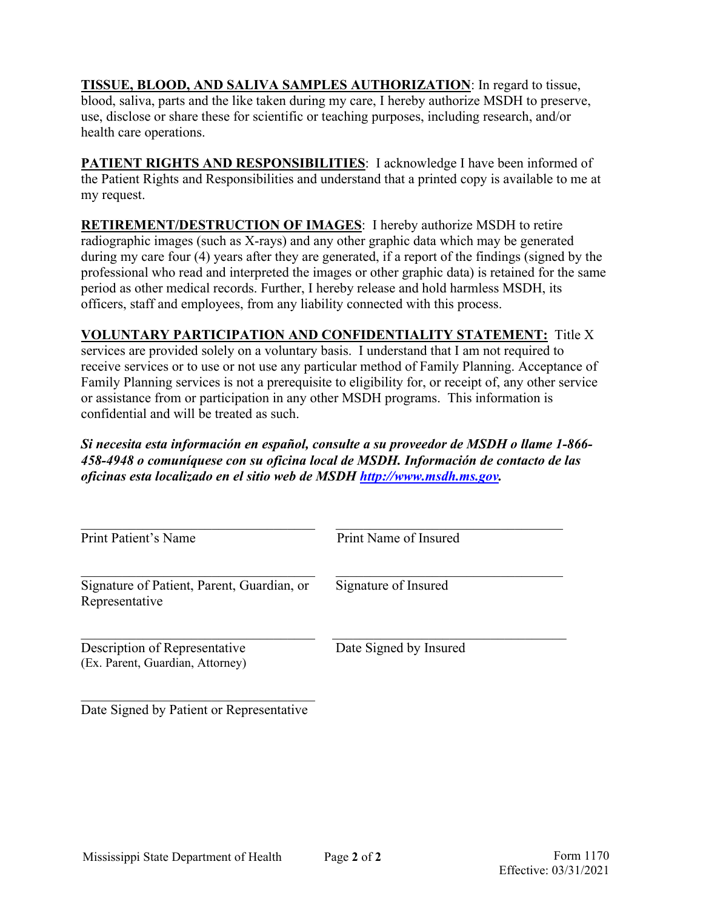**<u>TISSUE, BLOOD, AND SALIVA SAMPLES AUTHORIZATION</u>**: In regard to tissue, blood, saliva, parts and the like taken during my care, I hereby authorize MSDH to preserve, use, disclose or share these for scientific or teaching purposes, including research, and/or health care operations.

**<u>PATIENT RIGHTS AND RESPONSIBILITIES</u>**: I acknowledge I have been informed of the Patient Rights and Responsibilities and understand that a printed copy is available to me at my request.

**<u>RETIREMENT/DESTRUCTION OF IMAGES</u>**: I hereby authorize MSDH to retire radiographic images (such as X-rays) and any other graphic data which may be generated during my care four (4) years after they are generated, if a report of the findings (signed by the professional who read and interpreted the images or other graphic data) is retained for the same period as other medical records. Further, I hereby release and hold harmless MSDH, its officers, staff and employees, from any liability connected with this process.

**<u>VOLUNTARY PARTICIPATION AND CONFIDENTIALITY STATEMENT:</u>** Title X services are provided solely on a voluntary basis. I understand that I am not required to receive services or to use or not use any particular method of Family Planning. Acceptance of Family Planning services is not a prerequisite to eligibility for, or receipt of, any other service or assistance from or participation in any other MSDH programs. This information is confidential and will be treated as such.

***Si necesita esta información en español, consulte a su proveedor de MSDH o llame 1-866-458-4948 o comuníquese con su oficina local de MSDH. Información de contacto de las oficinas esta localizado en el sitio web de MSDH [http://www.msdh.ms.gov](http://www.msdh.ms.gov).***

| | |
|---|---|
| ______________________________ | ______________________________ |
| Print Patient's Name | Print Name of Insured |
| ______________________________ | ______________________________ |
| Signature of Patient, Parent, Guardian, or Representative | Signature of Insured |
| ______________________________ | ______________________________ |
| Description of Representative (Ex. Parent, Guardian, Attorney) | Date Signed by Insured |
| ______________________________ | |
| Date Signed by Patient or Representative | |

Mississippi State Department of Health

Form 1170
Effective: 03/31/2021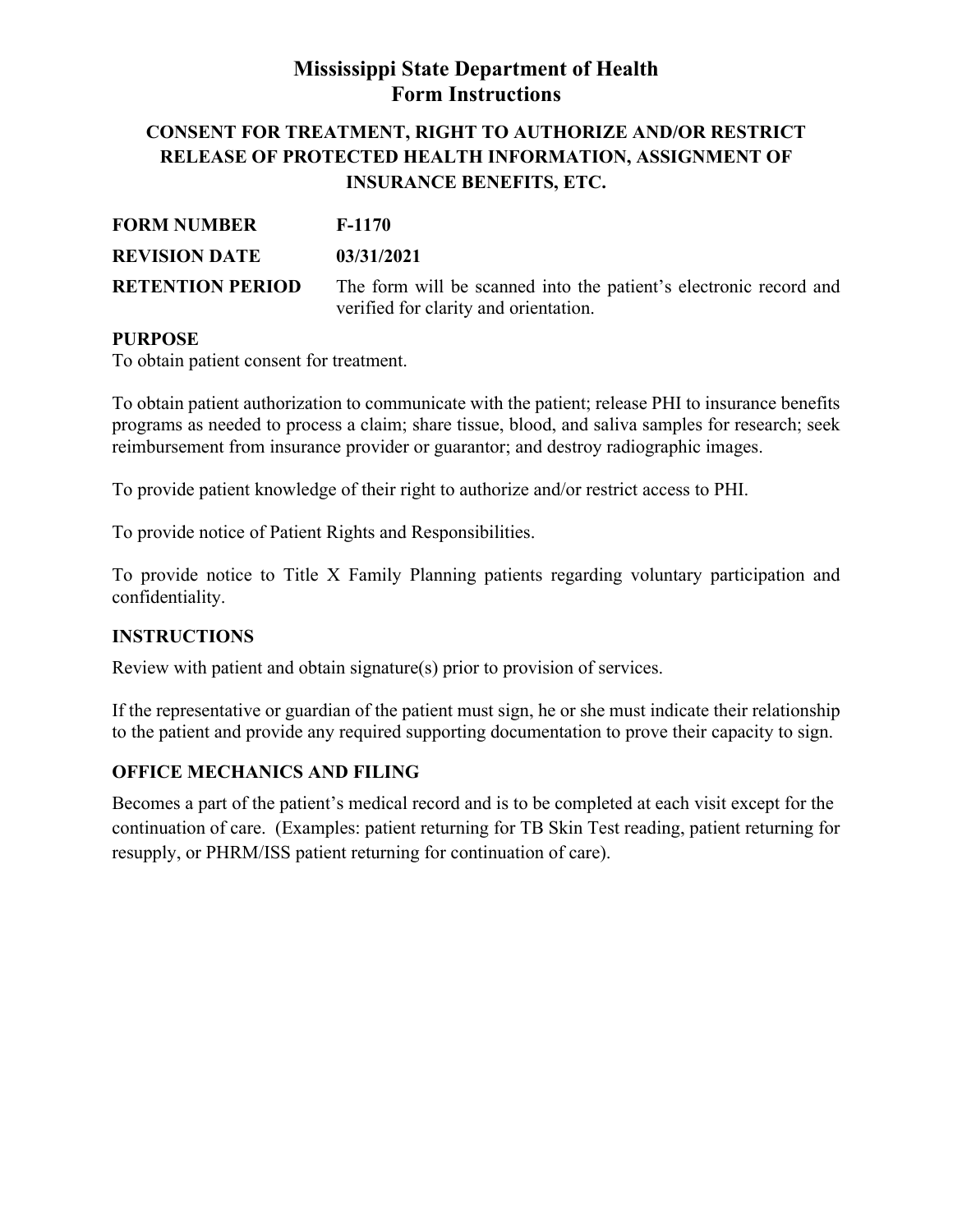# Mississippi State Department of Health
# Form Instructions

## CONSENT FOR TREATMENT, RIGHT TO AUTHORIZE AND/OR RESTRICT RELEASE OF PROTECTED HEALTH INFORMATION, ASSIGNMENT OF INSURANCE BENEFITS, ETC.

| | |
|---|---|
| **FORM NUMBER** | **F-1170** |
| **REVISION DATE** | **03/31/2021** |
| **RETENTION PERIOD** | The form will be scanned into the patient's electronic record and verified for clarity and orientation. |

### PURPOSE

To obtain patient consent for treatment.

To obtain patient authorization to communicate with the patient; release PHI to insurance benefits programs as needed to process a claim; share tissue, blood, and saliva samples for research; seek reimbursement from insurance provider or guarantor; and destroy radiographic images.

To provide patient knowledge of their right to authorize and/or restrict access to PHI.

To provide notice of Patient Rights and Responsibilities.

To provide notice to Title X Family Planning patients regarding voluntary participation and confidentiality.

### INSTRUCTIONS

Review with patient and obtain signature(s) prior to provision of services.

If the representative or guardian of the patient must sign, he or she must indicate their relationship to the patient and provide any required supporting documentation to prove their capacity to sign.

### OFFICE MECHANICS AND FILING

Becomes a part of the patient's medical record and is to be completed at each visit except for the continuation of care. (Examples: patient returning for TB Skin Test reading, patient returning for resupply, or PHRM/ISS patient returning for continuation of care).